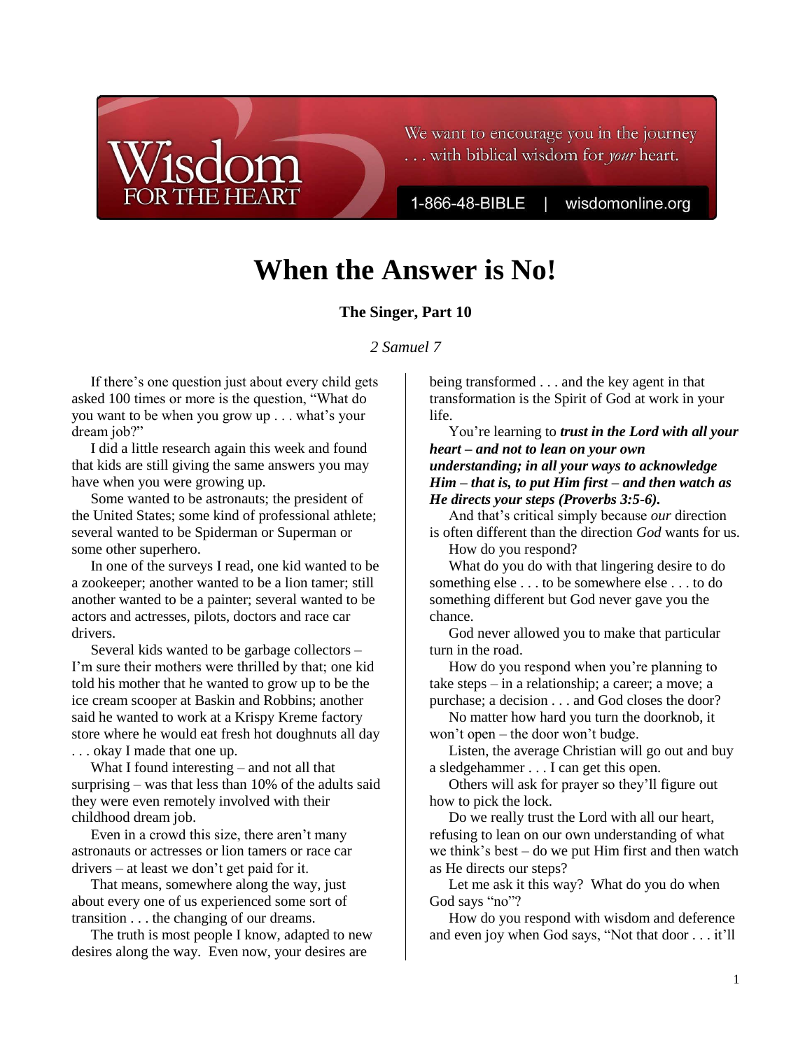# When the Answer is No!

**The Singer, Part 10**

*2 Samuel 7*

If there's one question just about every child gets asked 100 times or more is the question, "What do you want to be when you grow up . . . what's your dream job?"

I did a little research again this week and found that kids are still giving the same answers you may have when you were growing up.

Some wanted to be astronauts; the president of the United States; some kind of professional athlete; several wanted to be Spiderman or Superman or some other superhero.

In one of the surveys I read, one kid wanted to be a zookeeper; another wanted to be a lion tamer; still another wanted to be a painter; several wanted to be actors and actresses, pilots, doctors and race car drivers.

Several kids wanted to be garbage collectors – I'm sure their mothers were thrilled by that; one kid told his mother that he wanted to grow up to be the ice cream scooper at Baskin and Robbins; another said he wanted to work at a Krispy Kreme factory store where he would eat fresh hot doughnuts all day . . . okay I made that one up.

What I found interesting – and not all that surprising – was that less than 10% of the adults said they were even remotely involved with their childhood dream job.

Even in a crowd this size, there aren't many astronauts or actresses or lion tamers or race car drivers – at least we don't get paid for it.

That means, somewhere along the way, just about every one of us experienced some sort of transition . . . the changing of our dreams.

The truth is most people I know, adapted to new desires along the way. Even now, your desires are being transformed . . . and the key agent in that transformation is the Spirit of God at work in your life.

You're learning to ***trust in the Lord with all your heart – and not to lean on your own understanding; in all your ways to acknowledge Him – that is, to put Him first – and then watch as He directs your steps (Proverbs 3:5-6).***

And that's critical simply because *our* direction is often different than the direction *God* wants for us.

How do you respond?

What do you do with that lingering desire to do something else . . . to be somewhere else . . . to do something different but God never gave you the chance.

God never allowed you to make that particular turn in the road.

How do you respond when you're planning to take steps – in a relationship; a career; a move; a purchase; a decision . . . and God closes the door?

No matter how hard you turn the doorknob, it won't open – the door won't budge.

Listen, the average Christian will go out and buy a sledgehammer . . . I can get this open.

Others will ask for prayer so they'll figure out how to pick the lock.

Do we really trust the Lord with all our heart, refusing to lean on our own understanding of what we think's best – do we put Him first and then watch as He directs our steps?

Let me ask it this way? What do you do when God says "no"?

How do you respond with wisdom and deference and even joy when God says, "Not that door . . . it'll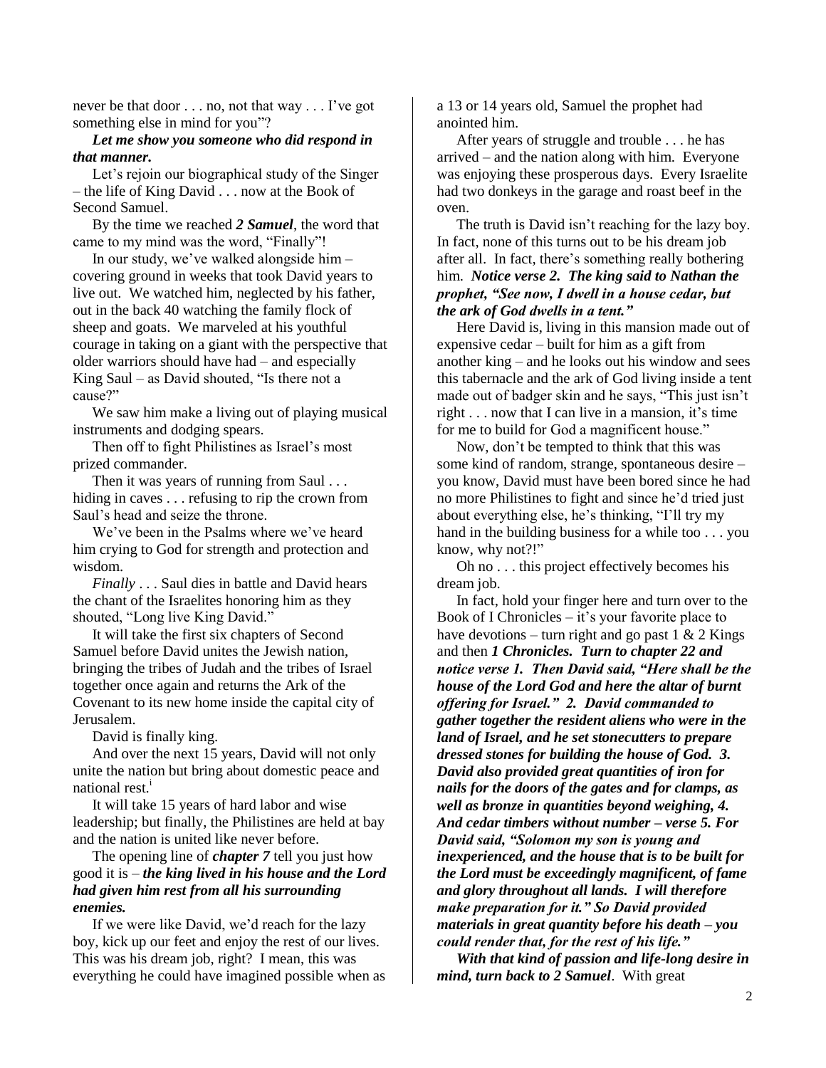never be that door . . . no, not that way . . . I've got something else in mind for you"?

***Let me show you someone who did respond in that manner.***

Let's rejoin our biographical study of the Singer – the life of King David . . . now at the Book of Second Samuel.

By the time we reached ***2 Samuel***, the word that came to my mind was the word, "Finally"!

In our study, we've walked alongside him – covering ground in weeks that took David years to live out. We watched him, neglected by his father, out in the back 40 watching the family flock of sheep and goats. We marveled at his youthful courage in taking on a giant with the perspective that older warriors should have had – and especially King Saul – as David shouted, "Is there not a cause?"

We saw him make a living out of playing musical instruments and dodging spears.

Then off to fight Philistines as Israel's most prized commander.

Then it was years of running from Saul . . . hiding in caves . . . refusing to rip the crown from Saul's head and seize the throne.

We've been in the Psalms where we've heard him crying to God for strength and protection and wisdom.

*Finally* . . . Saul dies in battle and David hears the chant of the Israelites honoring him as they shouted, "Long live King David."

It will take the first six chapters of Second Samuel before David unites the Jewish nation, bringing the tribes of Judah and the tribes of Israel together once again and returns the Ark of the Covenant to its new home inside the capital city of Jerusalem.

David is finally king.

And over the next 15 years, David will not only unite the nation but bring about domestic peace and national rest.[i]

It will take 15 years of hard labor and wise leadership; but finally, the Philistines are held at bay and the nation is united like never before.

The opening line of ***chapter 7*** tell you just how good it is – ***the king lived in his house and the Lord had given him rest from all his surrounding enemies.***

If we were like David, we'd reach for the lazy boy, kick up our feet and enjoy the rest of our lives. This was his dream job, right? I mean, this was everything he could have imagined possible when as a 13 or 14 years old, Samuel the prophet had anointed him.

After years of struggle and trouble . . . he has arrived – and the nation along with him. Everyone was enjoying these prosperous days. Every Israelite had two donkeys in the garage and roast beef in the oven.

The truth is David isn't reaching for the lazy boy. In fact, none of this turns out to be his dream job after all. In fact, there's something really bothering him. ***Notice verse 2. The king said to Nathan the prophet, "See now, I dwell in a house cedar, but the ark of God dwells in a tent."***

Here David is, living in this mansion made out of expensive cedar – built for him as a gift from another king – and he looks out his window and sees this tabernacle and the ark of God living inside a tent made out of badger skin and he says, "This just isn't right . . . now that I can live in a mansion, it's time for me to build for God a magnificent house."

Now, don't be tempted to think that this was some kind of random, strange, spontaneous desire – you know, David must have been bored since he had no more Philistines to fight and since he'd tried just about everything else, he's thinking, "I'll try my hand in the building business for a while too . . . you know, why not?!"

Oh no . . . this project effectively becomes his dream job.

In fact, hold your finger here and turn over to the Book of I Chronicles – it's your favorite place to have devotions – turn right and go past 1 & 2 Kings and then ***1 Chronicles. Turn to chapter 22 and notice verse 1. Then David said, "Here shall be the house of the Lord God and here the altar of burnt offering for Israel." 2. David commanded to gather together the resident aliens who were in the land of Israel, and he set stonecutters to prepare dressed stones for building the house of God. 3. David also provided great quantities of iron for nails for the doors of the gates and for clamps, as well as bronze in quantities beyond weighing, 4. And cedar timbers without number – verse 5. For David said, "Solomon my son is young and inexperienced, and the house that is to be built for the Lord must be exceedingly magnificent, of fame and glory throughout all lands. I will therefore make preparation for it." So David provided materials in great quantity before his death – you could render that, for the rest of his life."***

***With that kind of passion and life-long desire in mind, turn back to 2 Samuel***. With great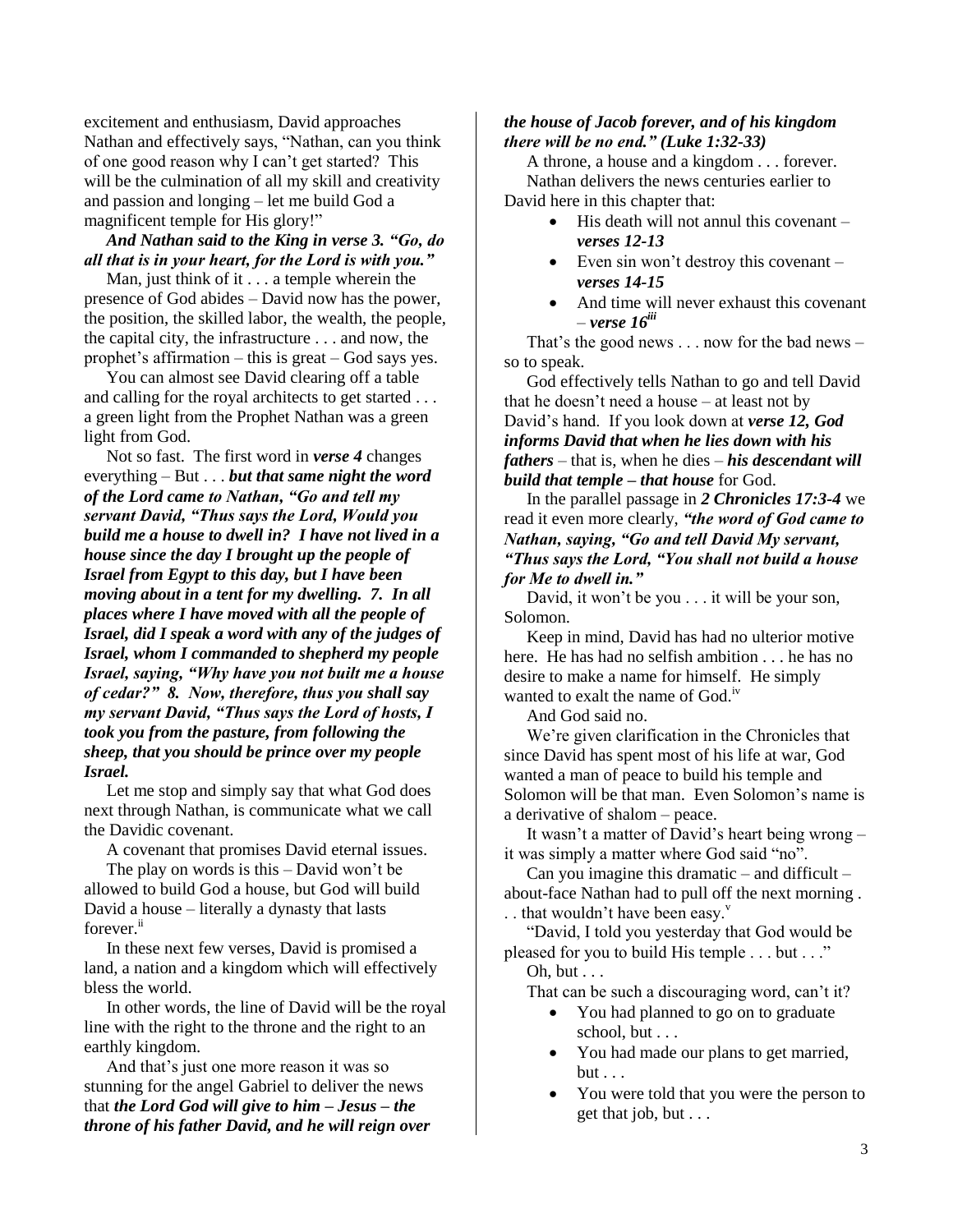excitement and enthusiasm, David approaches Nathan and effectively says, "Nathan, can you think of one good reason why I can't get started? This will be the culmination of all my skill and creativity and passion and longing – let me build God a magnificent temple for His glory!"

***And Nathan said to the King in verse 3. "Go, do all that is in your heart, for the Lord is with you."***

Man, just think of it . . . a temple wherein the presence of God abides – David now has the power, the position, the skilled labor, the wealth, the people, the capital city, the infrastructure . . . and now, the prophet's affirmation – this is great – God says yes.

You can almost see David clearing off a table and calling for the royal architects to get started . . . a green light from the Prophet Nathan was a green light from God.

Not so fast. The first word in ***verse 4*** changes everything – But . . . ***but that same night the word of the Lord came to Nathan, "Go and tell my servant David, "Thus says the Lord, Would you build me a house to dwell in? I have not lived in a house since the day I brought up the people of Israel from Egypt to this day, but I have been moving about in a tent for my dwelling. 7. In all places where I have moved with all the people of Israel, did I speak a word with any of the judges of Israel, whom I commanded to shepherd my people Israel, saying, "Why have you not built me a house of cedar?" 8. Now, therefore, thus you shall say my servant David, "Thus says the Lord of hosts, I took you from the pasture, from following the sheep, that you should be prince over my people Israel.***

Let me stop and simply say that what God does next through Nathan, is communicate what we call the Davidic covenant.

A covenant that promises David eternal issues.

The play on words is this – David won't be allowed to build God a house, but God will build David a house – literally a dynasty that lasts forever.[ii]

In these next few verses, David is promised a land, a nation and a kingdom which will effectively bless the world.

In other words, the line of David will be the royal line with the right to the throne and the right to an earthly kingdom.

And that's just one more reason it was so stunning for the angel Gabriel to deliver the news that ***the Lord God will give to him – Jesus – the throne of his father David, and he will reign over the house of Jacob forever, and of his kingdom there will be no end." (Luke 1:32-33)***

A throne, a house and a kingdom . . . forever.

Nathan delivers the news centuries earlier to David here in this chapter that:

- His death will not annul this covenant – ***verses 12-13***
- Even sin won't destroy this covenant – ***verses 14-15***
- And time will never exhaust this covenant – ***verse 16***[iii]

That's the good news . . . now for the bad news – so to speak.

God effectively tells Nathan to go and tell David that he doesn't need a house – at least not by David's hand. If you look down at ***verse 12, God informs David that when he lies down with his fathers*** – that is, when he dies – ***his descendant will build that temple – that house*** for God.

In the parallel passage in ***2 Chronicles 17:3-4*** we read it even more clearly, ***"the word of God came to Nathan, saying, "Go and tell David My servant, "Thus says the Lord, "You shall not build a house for Me to dwell in."***

David, it won't be you . . . it will be your son, Solomon.

Keep in mind, David has had no ulterior motive here. He has had no selfish ambition . . . he has no desire to make a name for himself. He simply wanted to exalt the name of God.[iv]

And God said no.

We're given clarification in the Chronicles that since David has spent most of his life at war, God wanted a man of peace to build his temple and Solomon will be that man. Even Solomon's name is a derivative of shalom – peace.

It wasn't a matter of David's heart being wrong – it was simply a matter where God said "no".

Can you imagine this dramatic – and difficult – about-face Nathan had to pull off the next morning . . . that wouldn't have been easy.[v]

"David, I told you yesterday that God would be pleased for you to build His temple . . . but . . ."

Oh, but . . .

That can be such a discouraging word, can't it?

- You had planned to go on to graduate school, but . . .
- You had made our plans to get married, but . . .
- You were told that you were the person to get that job, but . . .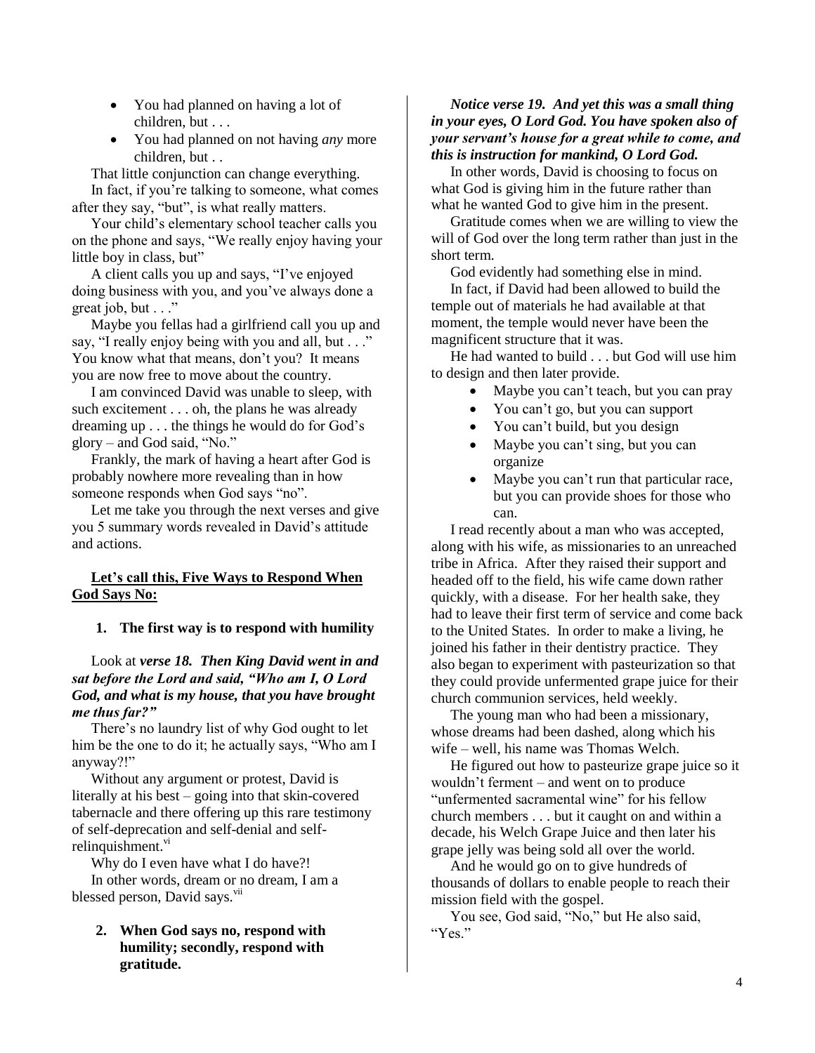- You had planned on having a lot of children, but . . .
- You had planned on not having *any* more children, but . .

That little conjunction can change everything.

In fact, if you're talking to someone, what comes after they say, "but", is what really matters.

Your child's elementary school teacher calls you on the phone and says, "We really enjoy having your little boy in class, but"

A client calls you up and says, "I've enjoyed doing business with you, and you've always done a great job, but . . ."

Maybe you fellas had a girlfriend call you up and say, "I really enjoy being with you and all, but . . ." You know what that means, don't you? It means you are now free to move about the country.

I am convinced David was unable to sleep, with such excitement . . . oh, the plans he was already dreaming up . . . the things he would do for God's glory – and God said, "No."

Frankly, the mark of having a heart after God is probably nowhere more revealing than in how someone responds when God says "no".

Let me take you through the next verses and give you 5 summary words revealed in David's attitude and actions.

**Let's call this, Five Ways to Respond When God Says No:**

1. **The first way is to respond with humility**

Look at ***verse 18. Then King David went in and sat before the Lord and said, "Who am I, O Lord God, and what is my house, that you have brought me thus far?"***

There's no laundry list of why God ought to let him be the one to do it; he actually says, "Who am I anyway?!"

Without any argument or protest, David is literally at his best – going into that skin-covered tabernacle and there offering up this rare testimony of self-deprecation and self-denial and self-relinquishment.[vi]

Why do I even have what I do have?!

In other words, dream or no dream, I am a blessed person, David says.[vii]

2. **When God says no, respond with humility; secondly, respond with gratitude.**

***Notice verse 19. And yet this was a small thing in your eyes, O Lord God. You have spoken also of your servant's house for a great while to come, and this is instruction for mankind, O Lord God.***

In other words, David is choosing to focus on what God is giving him in the future rather than what he wanted God to give him in the present.

Gratitude comes when we are willing to view the will of God over the long term rather than just in the short term.

God evidently had something else in mind.

In fact, if David had been allowed to build the temple out of materials he had available at that moment, the temple would never have been the magnificent structure that it was.

He had wanted to build . . . but God will use him to design and then later provide.

- Maybe you can't teach, but you can pray
- You can't go, but you can support
- You can't build, but you design
- Maybe you can't sing, but you can organize
- Maybe you can't run that particular race, but you can provide shoes for those who can.

I read recently about a man who was accepted, along with his wife, as missionaries to an unreached tribe in Africa. After they raised their support and headed off to the field, his wife came down rather quickly, with a disease. For her health sake, they had to leave their first term of service and come back to the United States. In order to make a living, he joined his father in their dentistry practice. They also began to experiment with pasteurization so that they could provide unfermented grape juice for their church communion services, held weekly.

The young man who had been a missionary, whose dreams had been dashed, along which his wife – well, his name was Thomas Welch.

He figured out how to pasteurize grape juice so it wouldn't ferment – and went on to produce "unfermented sacramental wine" for his fellow church members . . . but it caught on and within a decade, his Welch Grape Juice and then later his grape jelly was being sold all over the world.

And he would go on to give hundreds of thousands of dollars to enable people to reach their mission field with the gospel.

You see, God said, "No," but He also said, "Yes."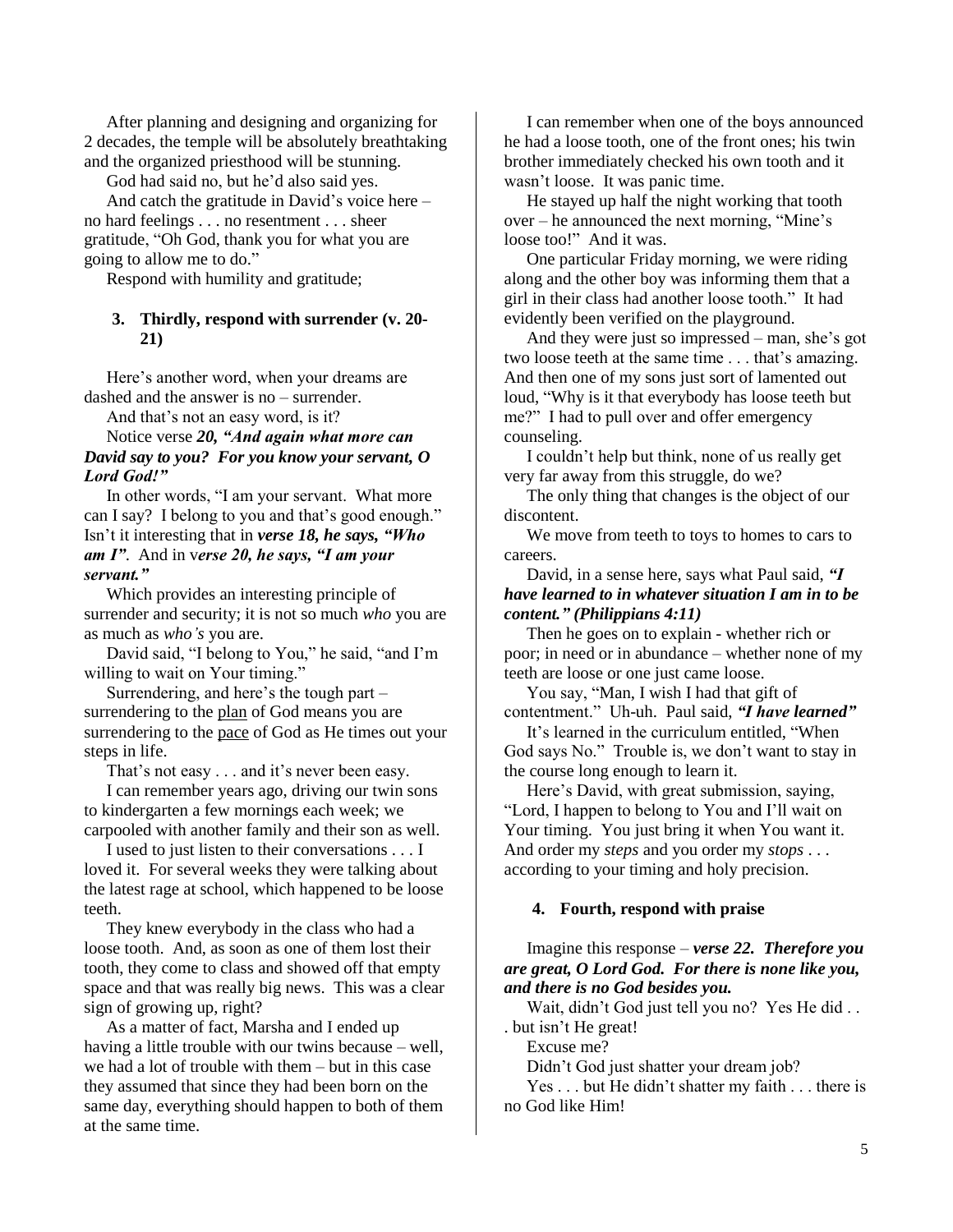After planning and designing and organizing for 2 decades, the temple will be absolutely breathtaking and the organized priesthood will be stunning.

God had said no, but he'd also said yes.

And catch the gratitude in David's voice here – no hard feelings . . . no resentment . . . sheer gratitude, "Oh God, thank you for what you are going to allow me to do."

Respond with humility and gratitude;

### 3. Thirdly, respond with surrender (v. 20-21)

Here's another word, when your dreams are dashed and the answer is no – surrender.

And that's not an easy word, is it?

Notice verse ***20, "And again what more can David say to you? For you know your servant, O Lord God!"***

In other words, "I am your servant. What more can I say? I belong to you and that's good enough." Isn't it interesting that in ***verse 18, he says, "Who am I"***. And in v***erse 20, he says, "I am your servant."***

Which provides an interesting principle of surrender and security; it is not so much *who* you are as much as *who's* you are.

David said, "I belong to You," he said, "and I'm willing to wait on Your timing."

Surrendering, and here's the tough part – surrendering to the <u>plan</u> of God means you are surrendering to the <u>pace</u> of God as He times out your steps in life.

That's not easy . . . and it's never been easy.

I can remember years ago, driving our twin sons to kindergarten a few mornings each week; we carpooled with another family and their son as well.

I used to just listen to their conversations . . . I loved it. For several weeks they were talking about the latest rage at school, which happened to be loose teeth.

They knew everybody in the class who had a loose tooth. And, as soon as one of them lost their tooth, they come to class and showed off that empty space and that was really big news. This was a clear sign of growing up, right?

As a matter of fact, Marsha and I ended up having a little trouble with our twins because – well, we had a lot of trouble with them – but in this case they assumed that since they had been born on the same day, everything should happen to both of them at the same time.

I can remember when one of the boys announced he had a loose tooth, one of the front ones; his twin brother immediately checked his own tooth and it wasn't loose. It was panic time.

He stayed up half the night working that tooth over – he announced the next morning, "Mine's loose too!" And it was.

One particular Friday morning, we were riding along and the other boy was informing them that a girl in their class had another loose tooth." It had evidently been verified on the playground.

And they were just so impressed – man, she's got two loose teeth at the same time . . . that's amazing. And then one of my sons just sort of lamented out loud, "Why is it that everybody has loose teeth but me?" I had to pull over and offer emergency counseling.

I couldn't help but think, none of us really get very far away from this struggle, do we?

The only thing that changes is the object of our discontent.

We move from teeth to toys to homes to cars to careers.

David, in a sense here, says what Paul said, ***"I have learned to in whatever situation I am in to be content." (Philippians 4:11)***

Then he goes on to explain - whether rich or poor; in need or in abundance – whether none of my teeth are loose or one just came loose.

You say, "Man, I wish I had that gift of contentment." Uh-uh. Paul said, ***"I have learned"***

It's learned in the curriculum entitled, "When God says No." Trouble is, we don't want to stay in the course long enough to learn it.

Here's David, with great submission, saying, "Lord, I happen to belong to You and I'll wait on Your timing. You just bring it when You want it. And order my *steps* and you order my *stops* . . . according to your timing and holy precision.

### 4. Fourth, respond with praise

Imagine this response – ***verse 22. Therefore you are great, O Lord God. For there is none like you, and there is no God besides you.***

Wait, didn't God just tell you no? Yes He did . . . but isn't He great!

Excuse me?

Didn't God just shatter your dream job?

Yes . . . but He didn't shatter my faith . . . there is no God like Him!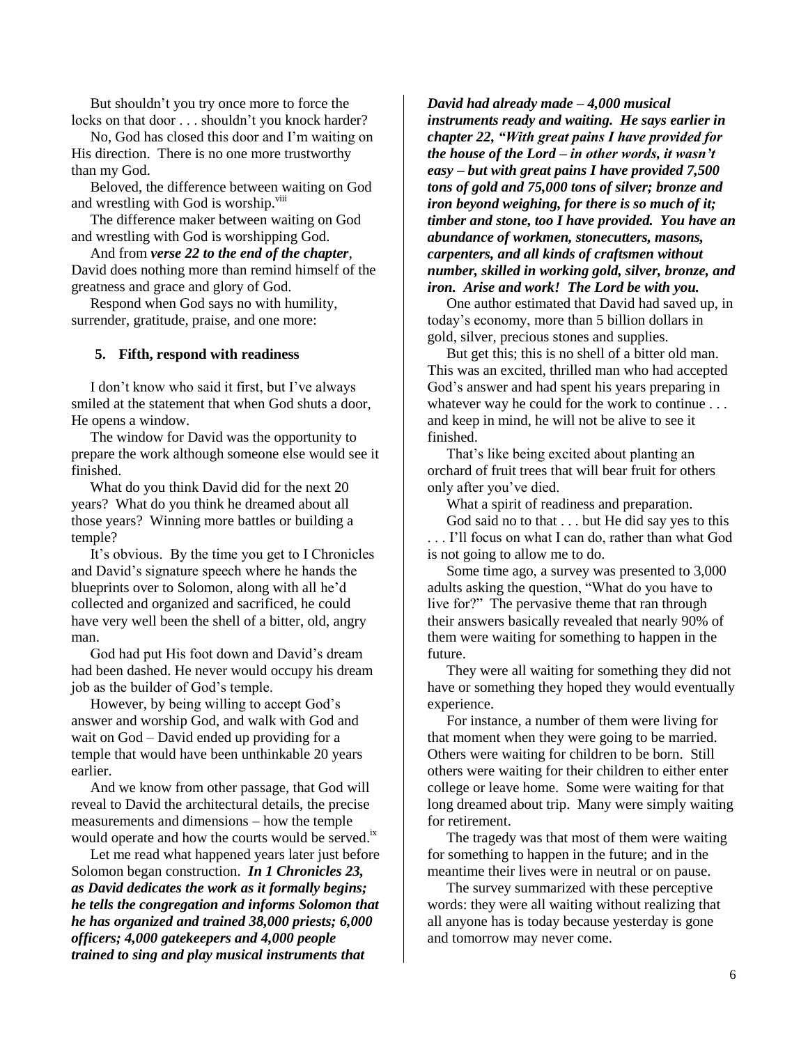But shouldn't you try once more to force the locks on that door . . . shouldn't you knock harder?

No, God has closed this door and I'm waiting on His direction. There is no one more trustworthy than my God.

Beloved, the difference between waiting on God and wrestling with God is worship.[viii]

The difference maker between waiting on God and wrestling with God is worshipping God.

And from ***verse 22 to the end of the chapter***, David does nothing more than remind himself of the greatness and grace and glory of God.

Respond when God says no with humility, surrender, gratitude, praise, and one more:

### 5. Fifth, respond with readiness

I don't know who said it first, but I've always smiled at the statement that when God shuts a door, He opens a window.

The window for David was the opportunity to prepare the work although someone else would see it finished.

What do you think David did for the next 20 years? What do you think he dreamed about all those years? Winning more battles or building a temple?

It's obvious. By the time you get to I Chronicles and David's signature speech where he hands the blueprints over to Solomon, along with all he'd collected and organized and sacrificed, he could have very well been the shell of a bitter, old, angry man.

God had put His foot down and David's dream had been dashed. He never would occupy his dream job as the builder of God's temple.

However, by being willing to accept God's answer and worship God, and walk with God and wait on God – David ended up providing for a temple that would have been unthinkable 20 years earlier.

And we know from other passage, that God will reveal to David the architectural details, the precise measurements and dimensions – how the temple would operate and how the courts would be served.[ix]

Let me read what happened years later just before Solomon began construction. ***In 1 Chronicles 23, as David dedicates the work as it formally begins; he tells the congregation and informs Solomon that he has organized and trained 38,000 priests; 6,000 officers; 4,000 gatekeepers and 4,000 people trained to sing and play musical instruments that David had already made – 4,000 musical instruments ready and waiting. He says earlier in chapter 22, "With great pains I have provided for the house of the Lord – in other words, it wasn't easy – but with great pains I have provided 7,500 tons of gold and 75,000 tons of silver; bronze and iron beyond weighing, for there is so much of it; timber and stone, too I have provided. You have an abundance of workmen, stonecutters, masons, carpenters, and all kinds of craftsmen without number, skilled in working gold, silver, bronze, and iron. Arise and work! The Lord be with you.***

One author estimated that David had saved up, in today's economy, more than 5 billion dollars in gold, silver, precious stones and supplies.

But get this; this is no shell of a bitter old man. This was an excited, thrilled man who had accepted God's answer and had spent his years preparing in whatever way he could for the work to continue . . . and keep in mind, he will not be alive to see it finished.

That's like being excited about planting an orchard of fruit trees that will bear fruit for others only after you've died.

What a spirit of readiness and preparation.

God said no to that . . . but He did say yes to this . . . I'll focus on what I can do, rather than what God is not going to allow me to do.

Some time ago, a survey was presented to 3,000 adults asking the question, "What do you have to live for?" The pervasive theme that ran through their answers basically revealed that nearly 90% of them were waiting for something to happen in the future.

They were all waiting for something they did not have or something they hoped they would eventually experience.

For instance, a number of them were living for that moment when they were going to be married. Others were waiting for children to be born. Still others were waiting for their children to either enter college or leave home. Some were waiting for that long dreamed about trip. Many were simply waiting for retirement.

The tragedy was that most of them were waiting for something to happen in the future; and in the meantime their lives were in neutral or on pause.

The survey summarized with these perceptive words: they were all waiting without realizing that all anyone has is today because yesterday is gone and tomorrow may never come.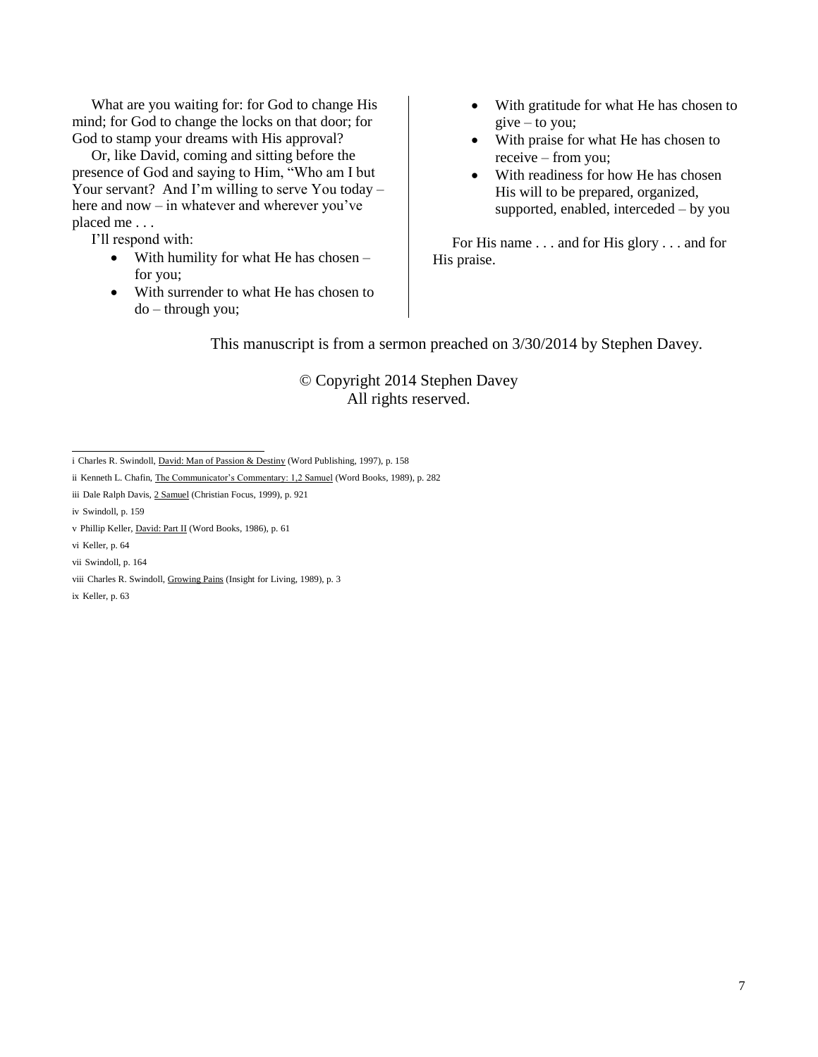What are you waiting for: for God to change His mind; for God to change the locks on that door; for God to stamp your dreams with His approval?

Or, like David, coming and sitting before the presence of God and saying to Him, "Who am I but Your servant? And I'm willing to serve You today – here and now – in whatever and wherever you've placed me . . .

I'll respond with:

- With humility for what He has chosen – for you;
- With surrender to what He has chosen to do – through you;
- With gratitude for what He has chosen to give – to you;
- With praise for what He has chosen to receive – from you;
- With readiness for how He has chosen His will to be prepared, organized, supported, enabled, interceded – by you

For His name . . . and for His glory . . . and for His praise.

This manuscript is from a sermon preached on 3/30/2014 by Stephen Davey.

© Copyright 2014 Stephen Davey
All rights reserved.

---

i Charles R. Swindoll, David: Man of Passion & Destiny (Word Publishing, 1997), p. 158

ii Kenneth L. Chafin, The Communicator's Commentary: 1,2 Samuel (Word Books, 1989), p. 282

iii Dale Ralph Davis, 2 Samuel (Christian Focus, 1999), p. 921

iv Swindoll, p. 159

v Phillip Keller, David: Part II (Word Books, 1986), p. 61

vi Keller, p. 64

vii Swindoll, p. 164

viii Charles R. Swindoll, Growing Pains (Insight for Living, 1989), p. 3

ix Keller, p. 63